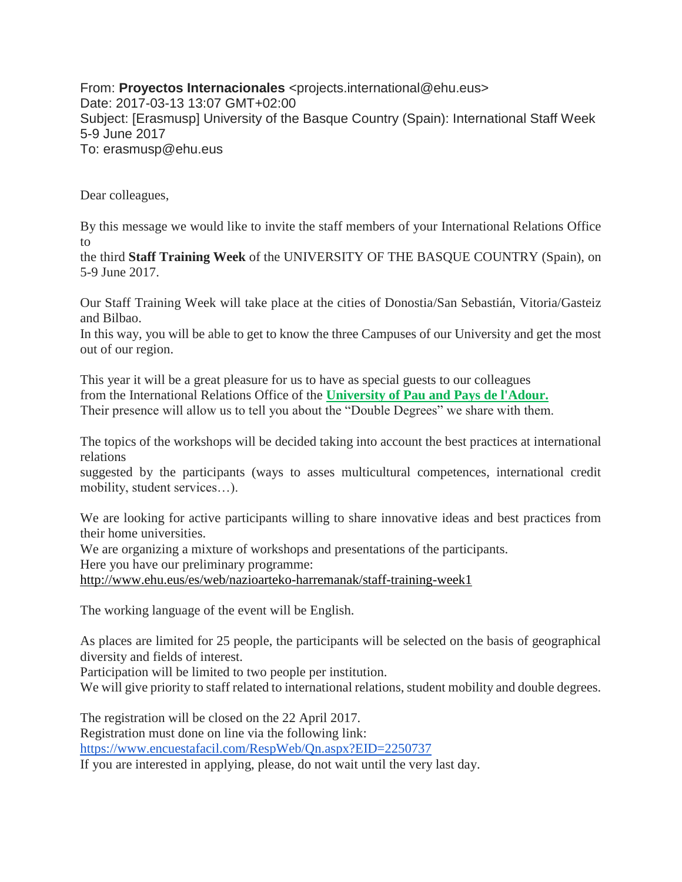From: **Proyectos Internacionales** <projects.international@ehu.eus>
Date: 2017-03-13 13:07 GMT+02:00
Subject: [Erasmusp] University of the Basque Country (Spain): International Staff Week 5-9 June 2017
To: erasmusp@ehu.eus

Dear colleagues,

By this message we would like to invite the staff members of your International Relations Office to the third **Staff Training Week** of the UNIVERSITY OF THE BASQUE COUNTRY (Spain), on 5-9 June 2017.

Our Staff Training Week will take place at the cities of Donostia/San Sebastián, Vitoria/Gasteiz and Bilbao.
In this way, you will be able to get to know the three Campuses of our University and get the most out of our region.

This year it will be a great pleasure for us to have as special guests to our colleagues from the International Relations Office of the **University of Pau and Pays de l'Adour.**
Their presence will allow us to tell you about the "Double Degrees" we share with them.

The topics of the workshops will be decided taking into account the best practices at international relations suggested by the participants (ways to asses multicultural competences, international credit mobility, student services…).

We are looking for active participants willing to share innovative ideas and best practices from their home universities.
We are organizing a mixture of workshops and presentations of the participants.
Here you have our preliminary programme:
http://www.ehu.eus/es/web/nazioarteko-harremanak/staff-training-week1

The working language of the event will be English.

As places are limited for 25 people, the participants will be selected on the basis of geographical diversity and fields of interest.
Participation will be limited to two people per institution.
We will give priority to staff related to international relations, student mobility and double degrees.

The registration will be closed on the 22 April 2017.
Registration must done on line via the following link:
https://www.encuestafacil.com/RespWeb/Qn.aspx?EID=2250737
If you are interested in applying, please, do not wait until the very last day.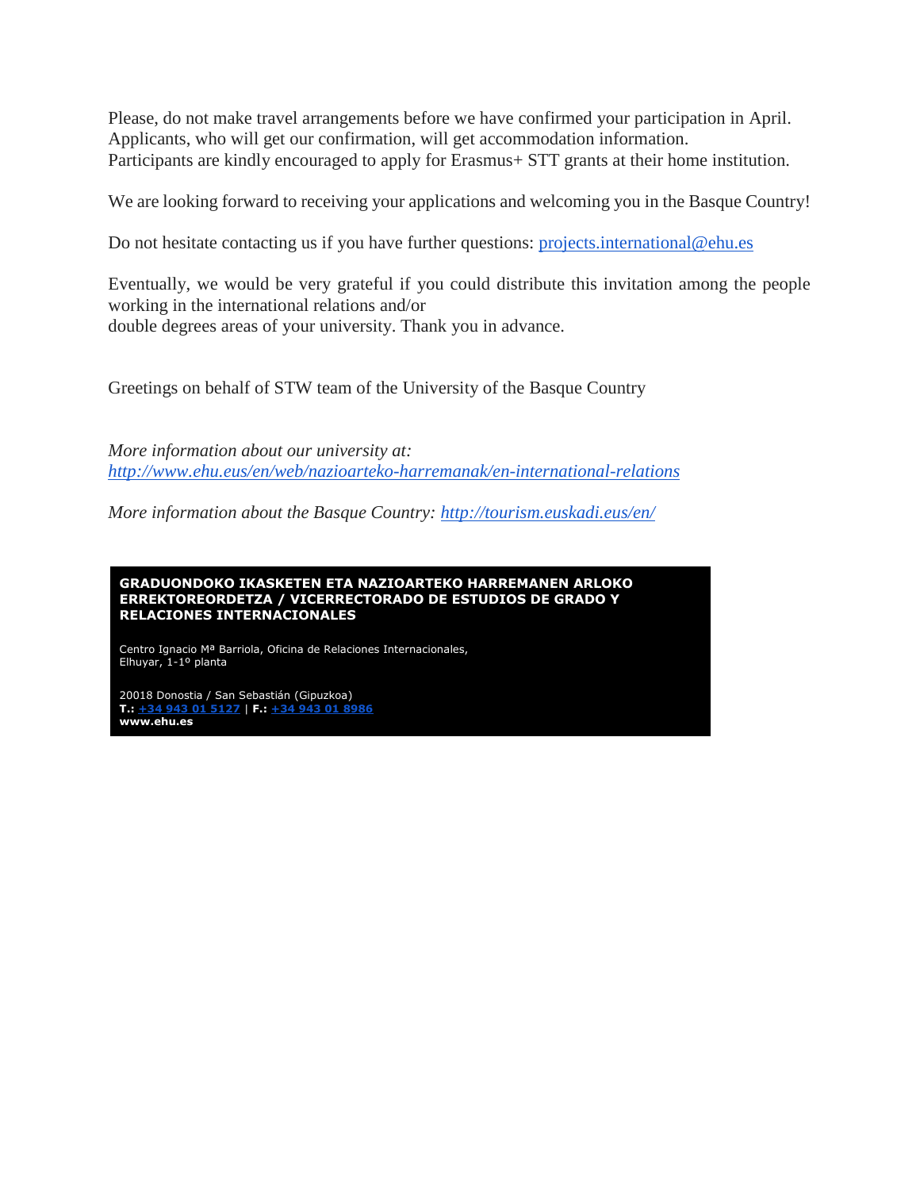Please, do not make travel arrangements before we have confirmed your participation in April. Applicants, who will get our confirmation, will get accommodation information.
Participants are kindly encouraged to apply for Erasmus+ STT grants at their home institution.

We are looking forward to receiving your applications and welcoming you in the Basque Country!

Do not hesitate contacting us if you have further questions: projects.international@ehu.es

Eventually, we would be very grateful if you could distribute this invitation among the people working in the international relations and/or
double degrees areas of your university. Thank you in advance.

Greetings on behalf of STW team of the University of the Basque Country

*More information about our university at:*
*http://www.ehu.eus/en/web/nazioarteko-harremanak/en-international-relations*

*More information about the Basque Country: http://tourism.euskadi.eus/en/*

**GRADUONDOKO IKASKETEN ETA NAZIOARTEKO HARREMANEN ARLOKO ERREKTOREORDETZA / VICERRECTORADO DE ESTUDIOS DE GRADO Y RELACIONES INTERNACIONALES**

Centro Ignacio Mª Barriola, Oficina de Relaciones Internacionales,
Elhuyar, 1-1º planta

20018 Donostia / San Sebastián (Gipuzkoa)
**T.:** +34 943 01 5127 | **F.:** +34 943 01 8986
**www.ehu.es**